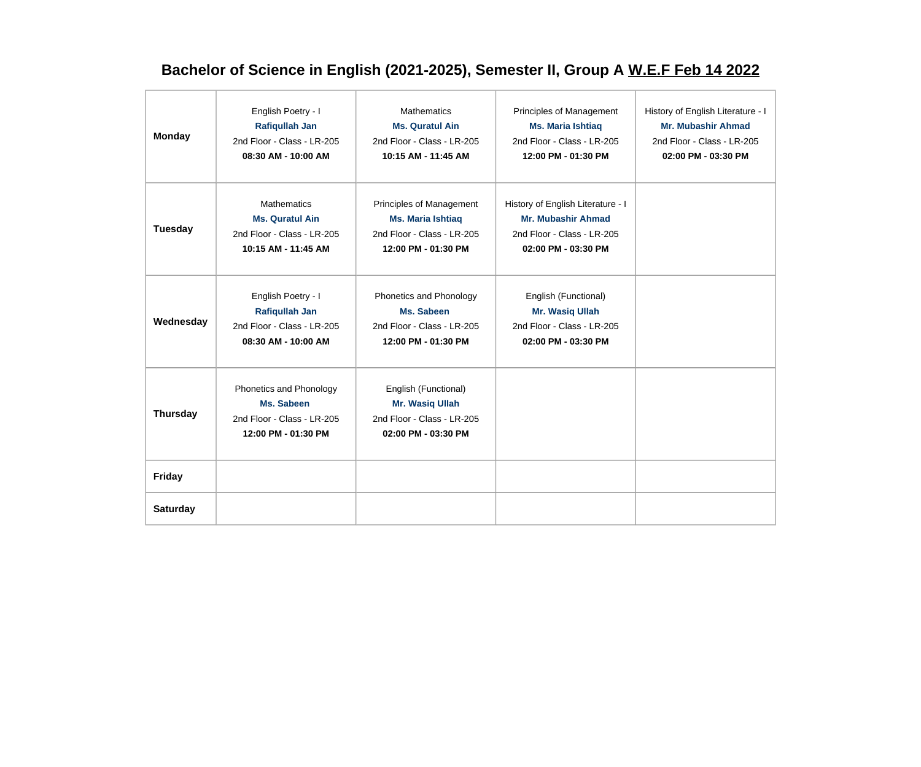## Bachelor of Science in English (2021-2025), Semester II, Group A W.E.F Feb 14 2022

| | | | | |
|---|---|---|---|---|
| **Monday** | English Poetry - I<br>**Rafiqullah Jan**<br>2nd Floor - Class - LR-205<br>**08:30 AM - 10:00 AM** | Mathematics<br>**Ms. Quratul Ain**<br>2nd Floor - Class - LR-205<br>**10:15 AM - 11:45 AM** | Principles of Management<br>**Ms. Maria Ishtiaq**<br>2nd Floor - Class - LR-205<br>**12:00 PM - 01:30 PM** | History of English Literature - I<br>**Mr. Mubashir Ahmad**<br>2nd Floor - Class - LR-205<br>**02:00 PM - 03:30 PM** |
| **Tuesday** | Mathematics<br>**Ms. Quratul Ain**<br>2nd Floor - Class - LR-205<br>**10:15 AM - 11:45 AM** | Principles of Management<br>**Ms. Maria Ishtiaq**<br>2nd Floor - Class - LR-205<br>**12:00 PM - 01:30 PM** | History of English Literature - I<br>**Mr. Mubashir Ahmad**<br>2nd Floor - Class - LR-205<br>**02:00 PM - 03:30 PM** | |
| **Wednesday** | English Poetry - I<br>**Rafiqullah Jan**<br>2nd Floor - Class - LR-205<br>**08:30 AM - 10:00 AM** | Phonetics and Phonology<br>**Ms. Sabeen**<br>2nd Floor - Class - LR-205<br>**12:00 PM - 01:30 PM** | English (Functional)<br>**Mr. Wasiq Ullah**<br>2nd Floor - Class - LR-205<br>**02:00 PM - 03:30 PM** | |
| **Thursday** | Phonetics and Phonology<br>**Ms. Sabeen**<br>2nd Floor - Class - LR-205<br>**12:00 PM - 01:30 PM** | English (Functional)<br>**Mr. Wasiq Ullah**<br>2nd Floor - Class - LR-205<br>**02:00 PM - 03:30 PM** | | |
| **Friday** | | | | |
| **Saturday** | | | | |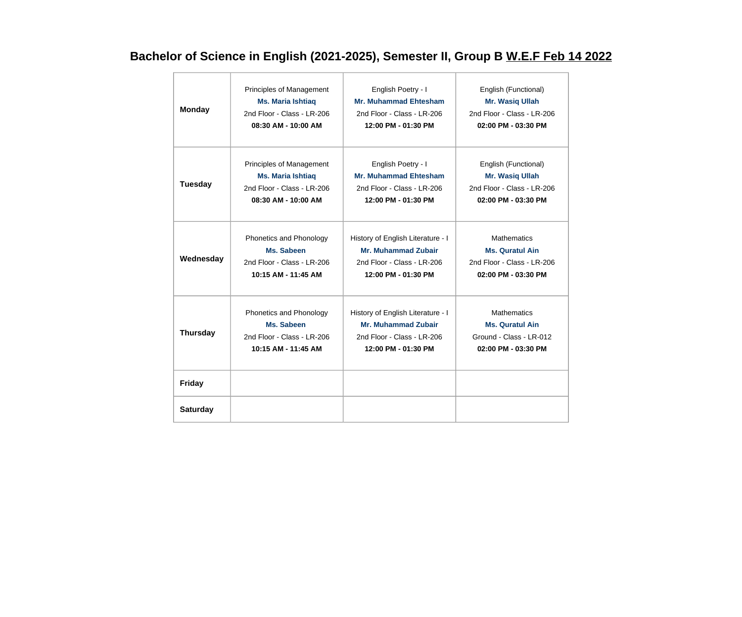# Bachelor of Science in English (2021-2025), Semester II, Group B W.E.F Feb 14 2022

| | | | |
|---|---|---|---|
| **Monday** | Principles of Management<br>**Ms. Maria Ishtiaq**<br>2nd Floor - Class - LR-206<br>**08:30 AM - 10:00 AM** | English Poetry - I<br>**Mr. Muhammad Ehtesham**<br>2nd Floor - Class - LR-206<br>**12:00 PM - 01:30 PM** | English (Functional)<br>**Mr. Wasiq Ullah**<br>2nd Floor - Class - LR-206<br>**02:00 PM - 03:30 PM** |
| **Tuesday** | Principles of Management<br>**Ms. Maria Ishtiaq**<br>2nd Floor - Class - LR-206<br>**08:30 AM - 10:00 AM** | English Poetry - I<br>**Mr. Muhammad Ehtesham**<br>2nd Floor - Class - LR-206<br>**12:00 PM - 01:30 PM** | English (Functional)<br>**Mr. Wasiq Ullah**<br>2nd Floor - Class - LR-206<br>**02:00 PM - 03:30 PM** |
| **Wednesday** | Phonetics and Phonology<br>**Ms. Sabeen**<br>2nd Floor - Class - LR-206<br>**10:15 AM - 11:45 AM** | History of English Literature - I<br>**Mr. Muhammad Zubair**<br>2nd Floor - Class - LR-206<br>**12:00 PM - 01:30 PM** | Mathematics<br>**Ms. Quratul Ain**<br>2nd Floor - Class - LR-206<br>**02:00 PM - 03:30 PM** |
| **Thursday** | Phonetics and Phonology<br>**Ms. Sabeen**<br>2nd Floor - Class - LR-206<br>**10:15 AM - 11:45 AM** | History of English Literature - I<br>**Mr. Muhammad Zubair**<br>2nd Floor - Class - LR-206<br>**12:00 PM - 01:30 PM** | Mathematics<br>**Ms. Quratul Ain**<br>Ground - Class - LR-012<br>**02:00 PM - 03:30 PM** |
| **Friday** | | | |
| **Saturday** | | | |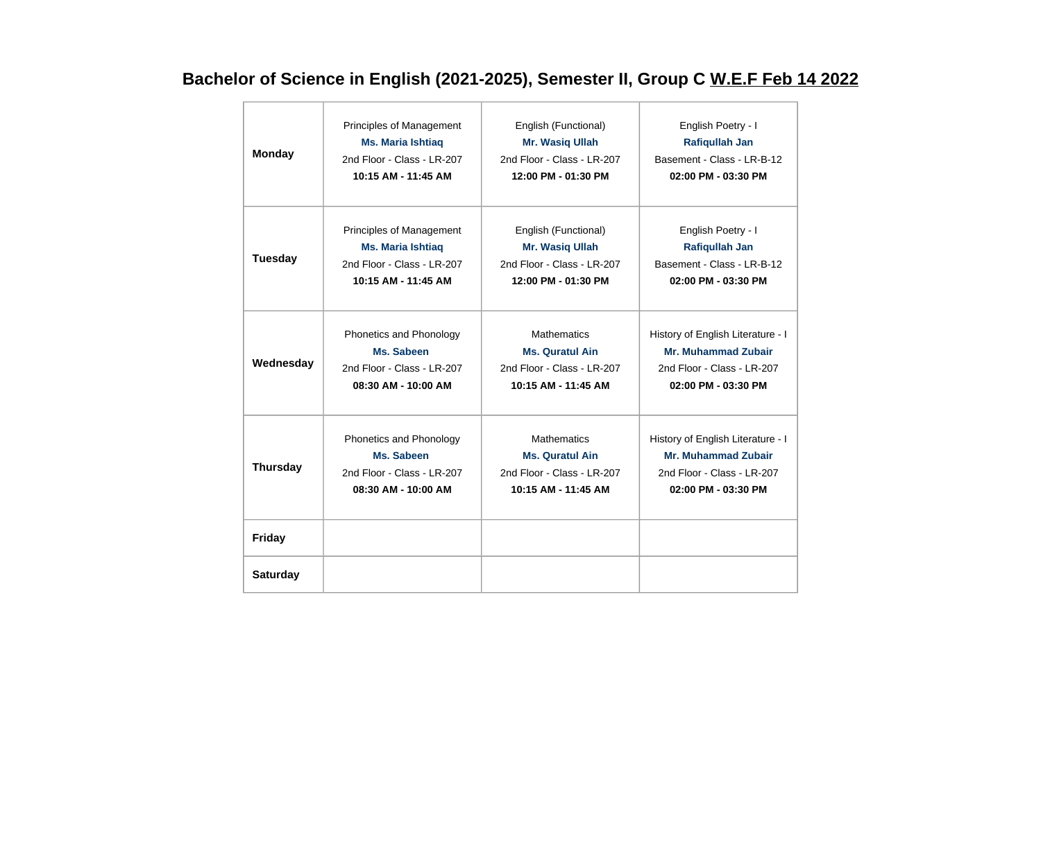# Bachelor of Science in English (2021-2025), Semester II, Group C W.E.F Feb 14 2022

| | | | |
|---|---|---|---|
| **Monday** | Principles of Management<br>**Ms. Maria Ishtiaq**<br>2nd Floor - Class - LR-207<br>**10:15 AM - 11:45 AM** | English (Functional)<br>**Mr. Wasiq Ullah**<br>2nd Floor - Class - LR-207<br>**12:00 PM - 01:30 PM** | English Poetry - I<br>**Rafiqullah Jan**<br>Basement - Class - LR-B-12<br>**02:00 PM - 03:30 PM** |
| **Tuesday** | Principles of Management<br>**Ms. Maria Ishtiaq**<br>2nd Floor - Class - LR-207<br>**10:15 AM - 11:45 AM** | English (Functional)<br>**Mr. Wasiq Ullah**<br>2nd Floor - Class - LR-207<br>**12:00 PM - 01:30 PM** | English Poetry - I<br>**Rafiqullah Jan**<br>Basement - Class - LR-B-12<br>**02:00 PM - 03:30 PM** |
| **Wednesday** | Phonetics and Phonology<br>**Ms. Sabeen**<br>2nd Floor - Class - LR-207<br>**08:30 AM - 10:00 AM** | Mathematics<br>**Ms. Quratul Ain**<br>2nd Floor - Class - LR-207<br>**10:15 AM - 11:45 AM** | History of English Literature - I<br>**Mr. Muhammad Zubair**<br>2nd Floor - Class - LR-207<br>**02:00 PM - 03:30 PM** |
| **Thursday** | Phonetics and Phonology<br>**Ms. Sabeen**<br>2nd Floor - Class - LR-207<br>**08:30 AM - 10:00 AM** | Mathematics<br>**Ms. Quratul Ain**<br>2nd Floor - Class - LR-207<br>**10:15 AM - 11:45 AM** | History of English Literature - I<br>**Mr. Muhammad Zubair**<br>2nd Floor - Class - LR-207<br>**02:00 PM - 03:30 PM** |
| **Friday** | | | |
| **Saturday** | | | |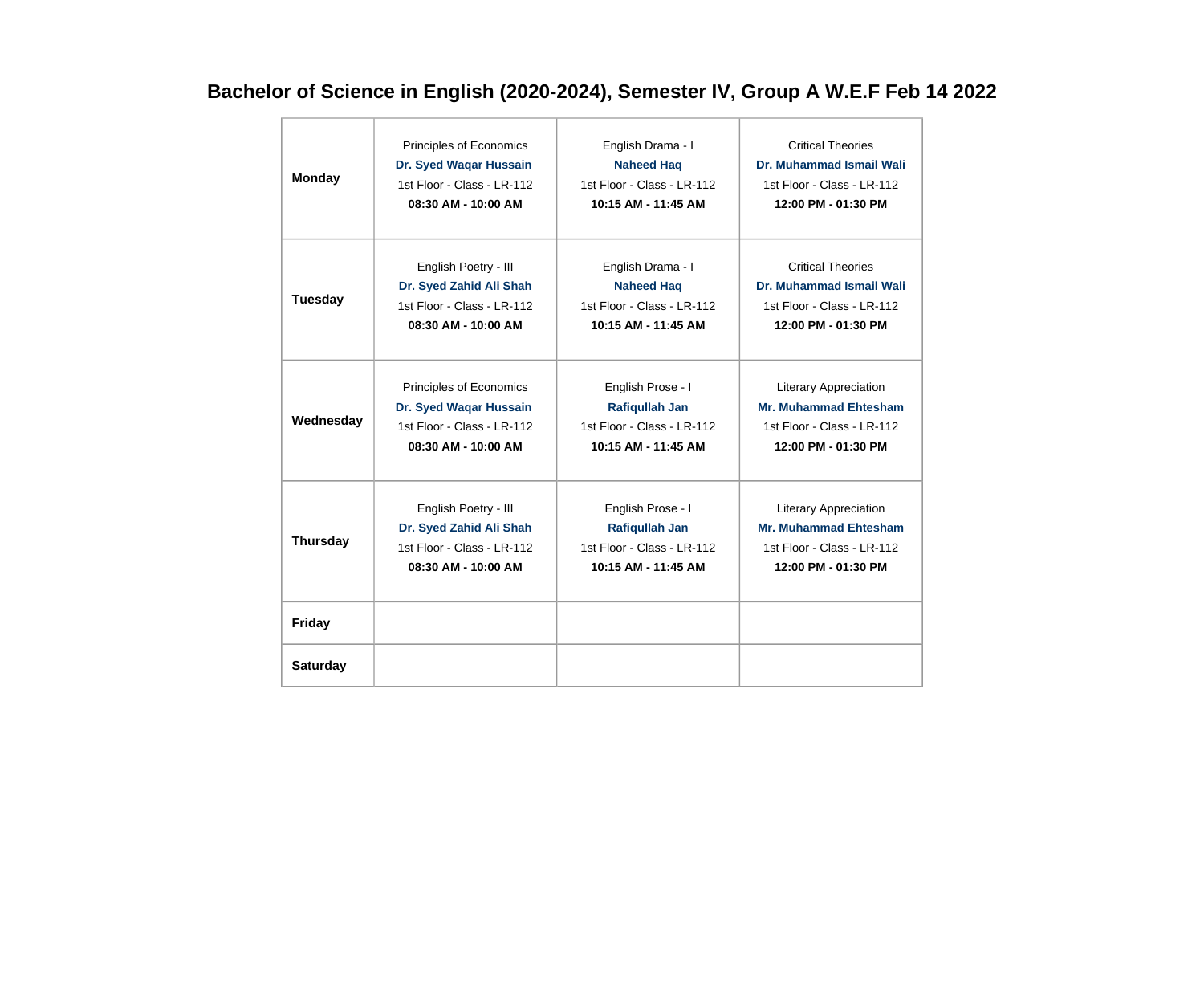# Bachelor of Science in English (2020-2024), Semester IV, Group A W.E.F Feb 14 2022

| | | | |
|---|---|---|---|
| **Monday** | Principles of Economics<br>**Dr. Syed Waqar Hussain**<br>1st Floor - Class - LR-112<br>**08:30 AM - 10:00 AM** | English Drama - I<br>**Naheed Haq**<br>1st Floor - Class - LR-112<br>**10:15 AM - 11:45 AM** | Critical Theories<br>**Dr. Muhammad Ismail Wali**<br>1st Floor - Class - LR-112<br>**12:00 PM - 01:30 PM** |
| **Tuesday** | English Poetry - III<br>**Dr. Syed Zahid Ali Shah**<br>1st Floor - Class - LR-112<br>**08:30 AM - 10:00 AM** | English Drama - I<br>**Naheed Haq**<br>1st Floor - Class - LR-112<br>**10:15 AM - 11:45 AM** | Critical Theories<br>**Dr. Muhammad Ismail Wali**<br>1st Floor - Class - LR-112<br>**12:00 PM - 01:30 PM** |
| **Wednesday** | Principles of Economics<br>**Dr. Syed Waqar Hussain**<br>1st Floor - Class - LR-112<br>**08:30 AM - 10:00 AM** | English Prose - I<br>**Rafiqullah Jan**<br>1st Floor - Class - LR-112<br>**10:15 AM - 11:45 AM** | Literary Appreciation<br>**Mr. Muhammad Ehtesham**<br>1st Floor - Class - LR-112<br>**12:00 PM - 01:30 PM** |
| **Thursday** | English Poetry - III<br>**Dr. Syed Zahid Ali Shah**<br>1st Floor - Class - LR-112<br>**08:30 AM - 10:00 AM** | English Prose - I<br>**Rafiqullah Jan**<br>1st Floor - Class - LR-112<br>**10:15 AM - 11:45 AM** | Literary Appreciation<br>**Mr. Muhammad Ehtesham**<br>1st Floor - Class - LR-112<br>**12:00 PM - 01:30 PM** |
| **Friday** | | | |
| **Saturday** | | | |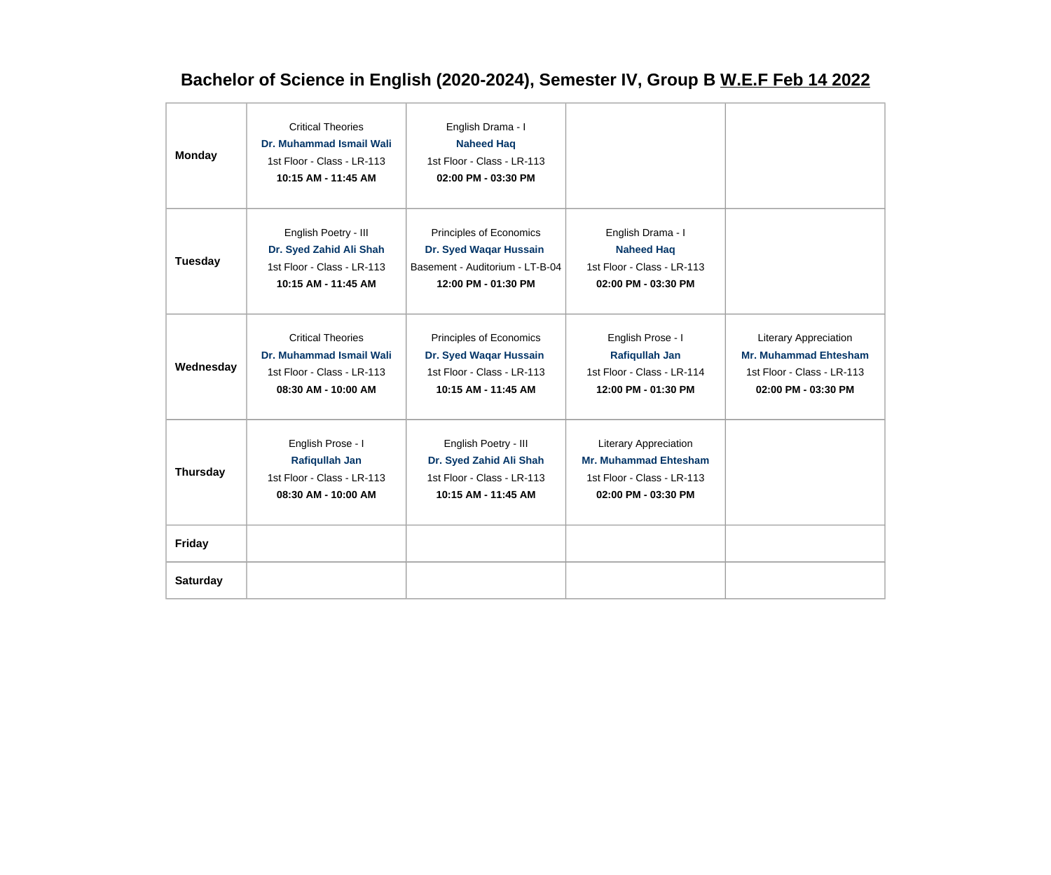# Bachelor of Science in English (2020-2024), Semester IV, Group B <u>W.E.F Feb 14 2022</u>

| | | | | |
|---|---|---|---|---|
| **Monday** | Critical Theories<br>**Dr. Muhammad Ismail Wali**<br>1st Floor - Class - LR-113<br>**10:15 AM - 11:45 AM** | English Drama - I<br>**Naheed Haq**<br>1st Floor - Class - LR-113<br>**02:00 PM - 03:30 PM** | | |
| **Tuesday** | English Poetry - III<br>**Dr. Syed Zahid Ali Shah**<br>1st Floor - Class - LR-113<br>**10:15 AM - 11:45 AM** | Principles of Economics<br>**Dr. Syed Waqar Hussain**<br>Basement - Auditorium - LT-B-04<br>**12:00 PM - 01:30 PM** | English Drama - I<br>**Naheed Haq**<br>1st Floor - Class - LR-113<br>**02:00 PM - 03:30 PM** | |
| **Wednesday** | Critical Theories<br>**Dr. Muhammad Ismail Wali**<br>1st Floor - Class - LR-113<br>**08:30 AM - 10:00 AM** | Principles of Economics<br>**Dr. Syed Waqar Hussain**<br>1st Floor - Class - LR-113<br>**10:15 AM - 11:45 AM** | English Prose - I<br>**Rafiqullah Jan**<br>1st Floor - Class - LR-114<br>**12:00 PM - 01:30 PM** | Literary Appreciation<br>**Mr. Muhammad Ehtesham**<br>1st Floor - Class - LR-113<br>**02:00 PM - 03:30 PM** |
| **Thursday** | English Prose - I<br>**Rafiqullah Jan**<br>1st Floor - Class - LR-113<br>**08:30 AM - 10:00 AM** | English Poetry - III<br>**Dr. Syed Zahid Ali Shah**<br>1st Floor - Class - LR-113<br>**10:15 AM - 11:45 AM** | Literary Appreciation<br>**Mr. Muhammad Ehtesham**<br>1st Floor - Class - LR-113<br>**02:00 PM - 03:30 PM** | |
| **Friday** | | | | |
| **Saturday** | | | | |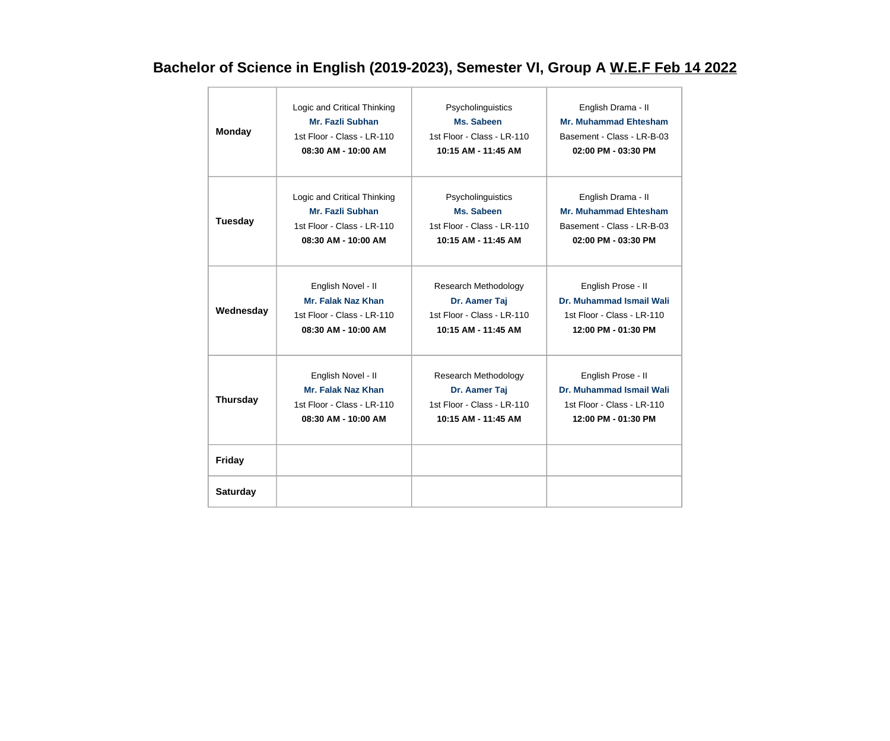# Bachelor of Science in English (2019-2023), Semester VI, Group A W.E.F Feb 14 2022

| | | | |
|---|---|---|---|
| **Monday** | Logic and Critical Thinking<br>**Mr. Fazli Subhan**<br>1st Floor - Class - LR-110<br>**08:30 AM - 10:00 AM** | Psycholinguistics<br>**Ms. Sabeen**<br>1st Floor - Class - LR-110<br>**10:15 AM - 11:45 AM** | English Drama - II<br>**Mr. Muhammad Ehtesham**<br>Basement - Class - LR-B-03<br>**02:00 PM - 03:30 PM** |
| **Tuesday** | Logic and Critical Thinking<br>**Mr. Fazli Subhan**<br>1st Floor - Class - LR-110<br>**08:30 AM - 10:00 AM** | Psycholinguistics<br>**Ms. Sabeen**<br>1st Floor - Class - LR-110<br>**10:15 AM - 11:45 AM** | English Drama - II<br>**Mr. Muhammad Ehtesham**<br>Basement - Class - LR-B-03<br>**02:00 PM - 03:30 PM** |
| **Wednesday** | English Novel - II<br>**Mr. Falak Naz Khan**<br>1st Floor - Class - LR-110<br>**08:30 AM - 10:00 AM** | Research Methodology<br>**Dr. Aamer Taj**<br>1st Floor - Class - LR-110<br>**10:15 AM - 11:45 AM** | English Prose - II<br>**Dr. Muhammad Ismail Wali**<br>1st Floor - Class - LR-110<br>**12:00 PM - 01:30 PM** |
| **Thursday** | English Novel - II<br>**Mr. Falak Naz Khan**<br>1st Floor - Class - LR-110<br>**08:30 AM - 10:00 AM** | Research Methodology<br>**Dr. Aamer Taj**<br>1st Floor - Class - LR-110<br>**10:15 AM - 11:45 AM** | English Prose - II<br>**Dr. Muhammad Ismail Wali**<br>1st Floor - Class - LR-110<br>**12:00 PM - 01:30 PM** |
| **Friday** | | | |
| **Saturday** | | | |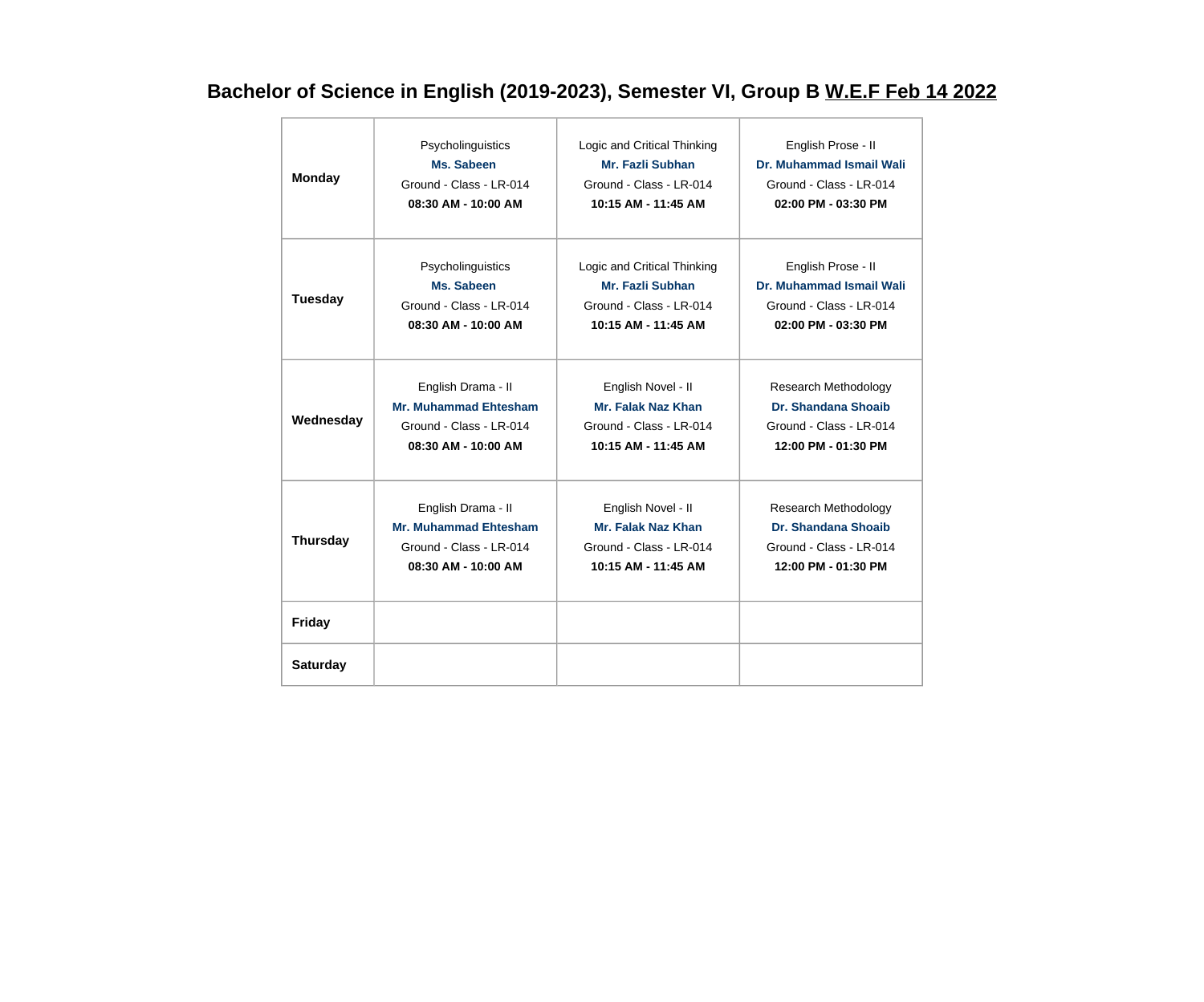# Bachelor of Science in English (2019-2023), Semester VI, Group B W.E.F Feb 14 2022

| | | | |
|---|---|---|---|
| **Monday** | Psycholinguistics<br>**Ms. Sabeen**<br>Ground - Class - LR-014<br>**08:30 AM - 10:00 AM** | Logic and Critical Thinking<br>**Mr. Fazli Subhan**<br>Ground - Class - LR-014<br>**10:15 AM - 11:45 AM** | English Prose - II<br>**Dr. Muhammad Ismail Wali**<br>Ground - Class - LR-014<br>**02:00 PM - 03:30 PM** |
| **Tuesday** | Psycholinguistics<br>**Ms. Sabeen**<br>Ground - Class - LR-014<br>**08:30 AM - 10:00 AM** | Logic and Critical Thinking<br>**Mr. Fazli Subhan**<br>Ground - Class - LR-014<br>**10:15 AM - 11:45 AM** | English Prose - II<br>**Dr. Muhammad Ismail Wali**<br>Ground - Class - LR-014<br>**02:00 PM - 03:30 PM** |
| **Wednesday** | English Drama - II<br>**Mr. Muhammad Ehtesham**<br>Ground - Class - LR-014<br>**08:30 AM - 10:00 AM** | English Novel - II<br>**Mr. Falak Naz Khan**<br>Ground - Class - LR-014<br>**10:15 AM - 11:45 AM** | Research Methodology<br>**Dr. Shandana Shoaib**<br>Ground - Class - LR-014<br>**12:00 PM - 01:30 PM** |
| **Thursday** | English Drama - II<br>**Mr. Muhammad Ehtesham**<br>Ground - Class - LR-014<br>**08:30 AM - 10:00 AM** | English Novel - II<br>**Mr. Falak Naz Khan**<br>Ground - Class - LR-014<br>**10:15 AM - 11:45 AM** | Research Methodology<br>**Dr. Shandana Shoaib**<br>Ground - Class - LR-014<br>**12:00 PM - 01:30 PM** |
| **Friday** | | | |
| **Saturday** | | | |